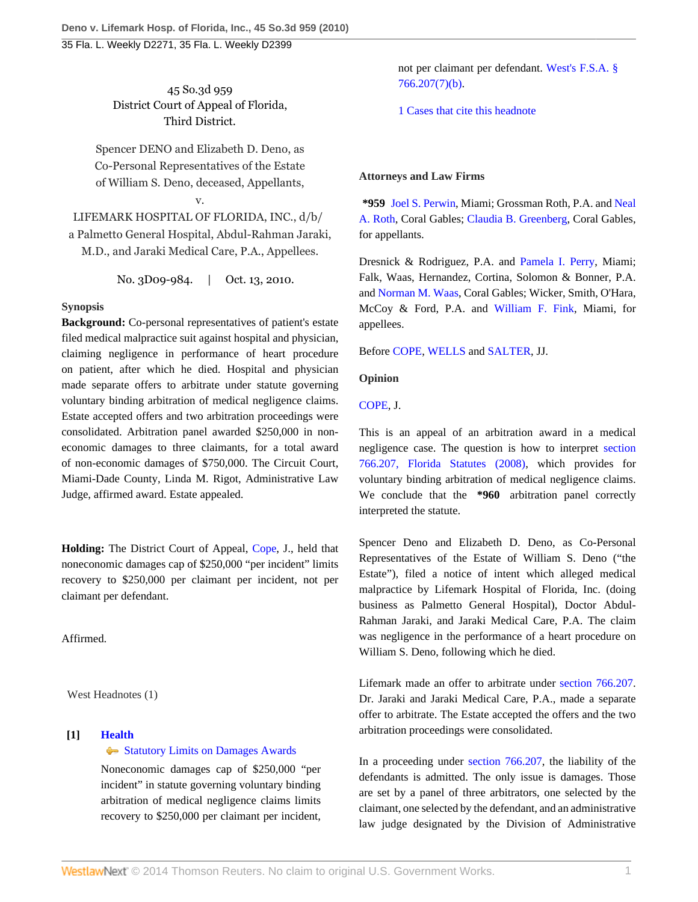45 So.3d 959
District Court of Appeal of Florida,
Third District.

Spencer DENO and Elizabeth D. Deno, as Co-Personal Representatives of the Estate of William S. Deno, deceased, Appellants,
v.
LIFEMARK HOSPITAL OF FLORIDA, INC., d/b/a Palmetto General Hospital, Abdul-Rahman Jaraki, M.D., and Jaraki Medical Care, P.A., Appellees.

No. 3D09-984. | Oct. 13, 2010.

**Synopsis**

**Background:** Co-personal representatives of patient's estate filed medical malpractice suit against hospital and physician, claiming negligence in performance of heart procedure on patient, after which he died. Hospital and physician made separate offers to arbitrate under statute governing voluntary binding arbitration of medical negligence claims. Estate accepted offers and two arbitration proceedings were consolidated. Arbitration panel awarded $250,000 in non-economic damages to three claimants, for a total award of non-economic damages of $750,000. The Circuit Court, Miami-Dade County, Linda M. Rigot, Administrative Law Judge, affirmed award. Estate appealed.

**Holding:** The District Court of Appeal, Cope, J., held that noneconomic damages cap of $250,000 "per incident" limits recovery to $250,000 per claimant per incident, not per claimant per defendant.

Affirmed.

West Headnotes (1)

**[1]** **Health**
Statutory Limits on Damages Awards

Noneconomic damages cap of $250,000 "per incident" in statute governing voluntary binding arbitration of medical negligence claims limits recovery to $250,000 per claimant per incident, not per claimant per defendant. West's F.S.A. § 766.207(7)(b).

1 Cases that cite this headnote

**Attorneys and Law Firms**

**\*959** Joel S. Perwin, Miami; Grossman Roth, P.A. and Neal A. Roth, Coral Gables; Claudia B. Greenberg, Coral Gables, for appellants.

Dresnick & Rodriguez, P.A. and Pamela I. Perry, Miami; Falk, Waas, Hernandez, Cortina, Solomon & Bonner, P.A. and Norman M. Waas, Coral Gables; Wicker, Smith, O'Hara, McCoy & Ford, P.A. and William F. Fink, Miami, for appellees.

Before COPE, WELLS and SALTER, JJ.

**Opinion**

COPE, J.

This is an appeal of an arbitration award in a medical negligence case. The question is how to interpret section 766.207, Florida Statutes (2008), which provides for voluntary binding arbitration of medical negligence claims. We conclude that the **\*960** arbitration panel correctly interpreted the statute.

Spencer Deno and Elizabeth D. Deno, as Co-Personal Representatives of the Estate of William S. Deno ("the Estate"), filed a notice of intent which alleged medical malpractice by Lifemark Hospital of Florida, Inc. (doing business as Palmetto General Hospital), Doctor Abdul-Rahman Jaraki, and Jaraki Medical Care, P.A. The claim was negligence in the performance of a heart procedure on William S. Deno, following which he died.

Lifemark made an offer to arbitrate under section 766.207. Dr. Jaraki and Jaraki Medical Care, P.A., made a separate offer to arbitrate. The Estate accepted the offers and the two arbitration proceedings were consolidated.

In a proceeding under section 766.207, the liability of the defendants is admitted. The only issue is damages. Those are set by a panel of three arbitrators, one selected by the claimant, one selected by the defendant, and an administrative law judge designated by the Division of Administrative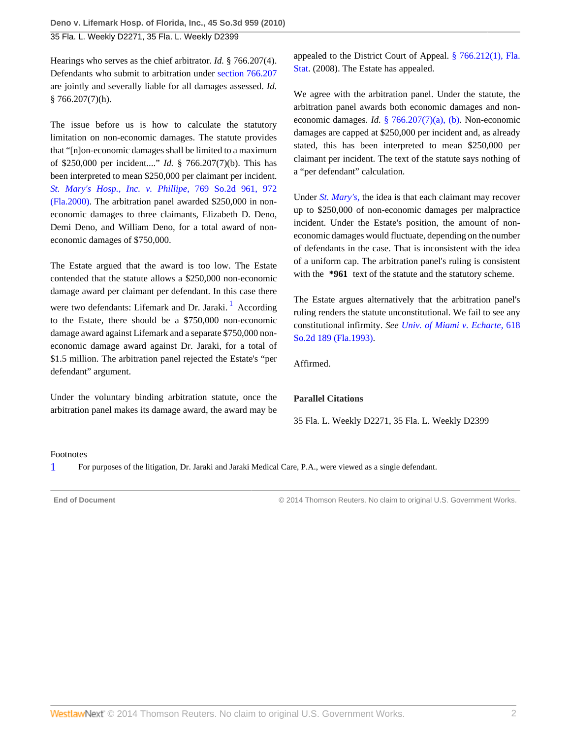Hearings who serves as the chief arbitrator. *Id.* § 766.207(4). Defendants who submit to arbitration under section 766.207 are jointly and severally liable for all damages assessed. *Id.* § 766.207(7)(h).

The issue before us is how to calculate the statutory limitation on non-economic damages. The statute provides that "[n]on-economic damages shall be limited to a maximum of $250,000 per incident...." *Id.* § 766.207(7)(b). This has been interpreted to mean $250,000 per claimant per incident. *St. Mary's Hosp., Inc. v. Phillipe,* 769 So.2d 961, 972 (Fla.2000). The arbitration panel awarded $250,000 in non-economic damages to three claimants, Elizabeth D. Deno, Demi Deno, and William Deno, for a total award of non-economic damages of $750,000.

The Estate argued that the award is too low. The Estate contended that the statute allows a $250,000 non-economic damage award per claimant per defendant. In this case there were two defendants: Lifemark and Dr. Jaraki.[1] According to the Estate, there should be a $750,000 non-economic damage award against Lifemark and a separate $750,000 non-economic damage award against Dr. Jaraki, for a total of $1.5 million. The arbitration panel rejected the Estate's "per defendant" argument.

Under the voluntary binding arbitration statute, once the arbitration panel makes its damage award, the award may be appealed to the District Court of Appeal. § 766.212(1), Fla. Stat. (2008). The Estate has appealed.

We agree with the arbitration panel. Under the statute, the arbitration panel awards both economic damages and non-economic damages. *Id.* § 766.207(7)(a), (b). Non-economic damages are capped at $250,000 per incident and, as already stated, this has been interpreted to mean $250,000 per claimant per incident. The text of the statute says nothing of a "per defendant" calculation.

Under *St. Mary's,* the idea is that each claimant may recover up to $250,000 of non-economic damages per malpractice incident. Under the Estate's position, the amount of non-economic damages would fluctuate, depending on the number of defendants in the case. That is inconsistent with the idea of a uniform cap. The arbitration panel's ruling is consistent with the **\*961** text of the statute and the statutory scheme.

The Estate argues alternatively that the arbitration panel's ruling renders the statute unconstitutional. We fail to see any constitutional infirmity. *See Univ. of Miami v. Echarte,* 618 So.2d 189 (Fla.1993).

Affirmed.

### Parallel Citations

35 Fla. L. Weekly D2271, 35 Fla. L. Weekly D2399

Footnotes

[1] For purposes of the litigation, Dr. Jaraki and Jaraki Medical Care, P.A., were viewed as a single defendant.

End of Document © 2014 Thomson Reuters. No claim to original U.S. Government Works.